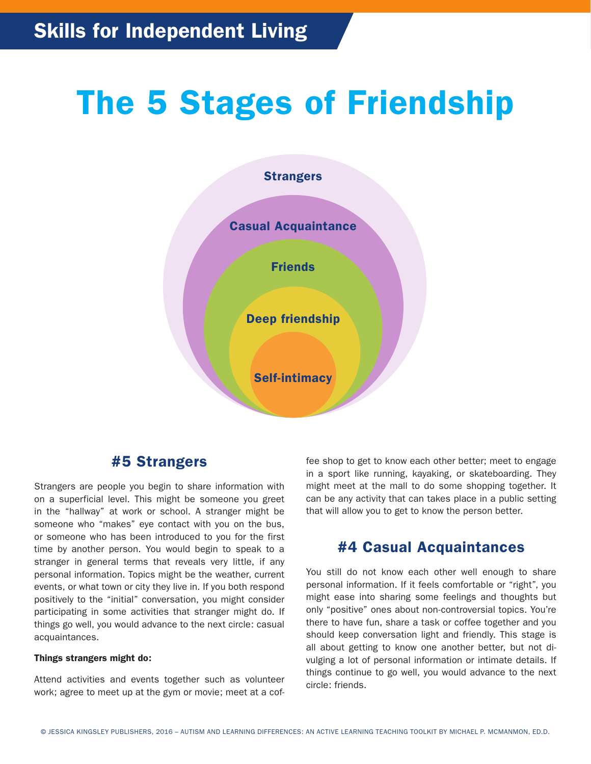Skills for Independent Living

# The 5 Stages of Friendship

Strangers

Casual Acquaintance

Friends

Deep friendship

Self-intimacy

## #5 Strangers

Strangers are people you begin to share information with on a superficial level. This might be someone you greet in the "hallway" at work or school. A stranger might be someone who "makes" eye contact with you on the bus, or someone who has been introduced to you for the first time by another person. You would begin to speak to a stranger in general terms that reveals very little, if any personal information. Topics might be the weather, current events, or what town or city they live in. If you both respond positively to the "initial" conversation, you might consider participating in some activities that stranger might do. If things go well, you would advance to the next circle: casual acquaintances.

**Things strangers might do:**

Attend activities and events together such as volunteer work; agree to meet up at the gym or movie; meet at a coffee shop to get to know each other better; meet to engage in a sport like running, kayaking, or skateboarding. They might meet at the mall to do some shopping together. It can be any activity that can takes place in a public setting that will allow you to get to know the person better.

## #4 Casual Acquaintances

You still do not know each other well enough to share personal information. If it feels comfortable or "right", you might ease into sharing some feelings and thoughts but only "positive" ones about non-controversial topics. You're there to have fun, share a task or coffee together and you should keep conversation light and friendly. This stage is all about getting to know one another better, but not divulging a lot of personal information or intimate details. If things continue to go well, you would advance to the next circle: friends.

© JESSICA KINGSLEY PUBLISHERS, 2016 – AUTISM AND LEARNING DIFFERENCES: AN ACTIVE LEARNING TEACHING TOOLKIT BY MICHAEL P. MCMANMON, ED.D.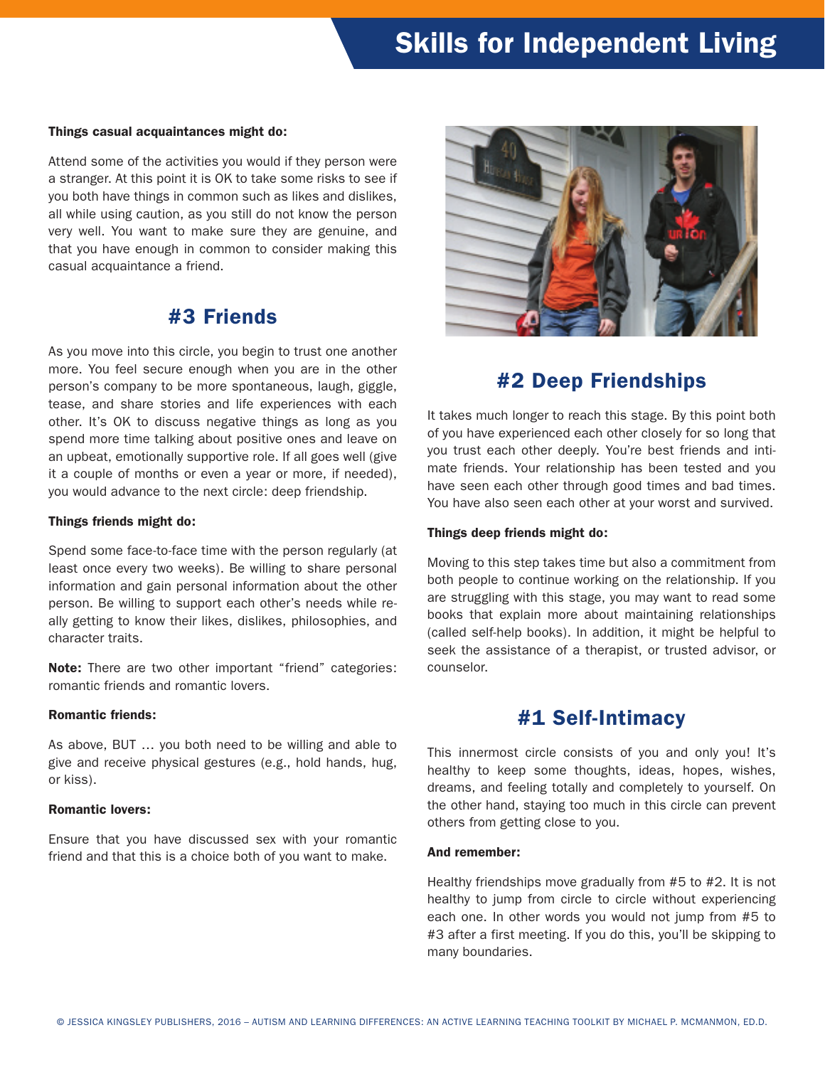**Things casual acquaintances might do:**

Attend some of the activities you would if they person were a stranger. At this point it is OK to take some risks to see if you both have things in common such as likes and dislikes, all while using caution, as you still do not know the person very well. You want to make sure they are genuine, and that you have enough in common to consider making this casual acquaintance a friend.

## #3 Friends

As you move into this circle, you begin to trust one another more. You feel secure enough when you are in the other person's company to be more spontaneous, laugh, giggle, tease, and share stories and life experiences with each other. It's OK to discuss negative things as long as you spend more time talking about positive ones and leave on an upbeat, emotionally supportive role. If all goes well (give it a couple of months or even a year or more, if needed), you would advance to the next circle: deep friendship.

**Things friends might do:**

Spend some face-to-face time with the person regularly (at least once every two weeks). Be willing to share personal information and gain personal information about the other person. Be willing to support each other's needs while really getting to know their likes, dislikes, philosophies, and character traits.

**Note:** There are two other important "friend" categories: romantic friends and romantic lovers.

**Romantic friends:**

As above, BUT … you both need to be willing and able to give and receive physical gestures (e.g., hold hands, hug, or kiss).

**Romantic lovers:**

Ensure that you have discussed sex with your romantic friend and that this is a choice both of you want to make.

## #2 Deep Friendships

It takes much longer to reach this stage. By this point both of you have experienced each other closely for so long that you trust each other deeply. You're best friends and intimate friends. Your relationship has been tested and you have seen each other through good times and bad times. You have also seen each other at your worst and survived.

**Things deep friends might do:**

Moving to this step takes time but also a commitment from both people to continue working on the relationship. If you are struggling with this stage, you may want to read some books that explain more about maintaining relationships (called self-help books). In addition, it might be helpful to seek the assistance of a therapist, or trusted advisor, or counselor.

## #1 Self-Intimacy

This innermost circle consists of you and only you! It's healthy to keep some thoughts, ideas, hopes, wishes, dreams, and feeling totally and completely to yourself. On the other hand, staying too much in this circle can prevent others from getting close to you.

**And remember:**

Healthy friendships move gradually from #5 to #2. It is not healthy to jump from circle to circle without experiencing each one. In other words you would not jump from #5 to #3 after a first meeting. If you do this, you'll be skipping to many boundaries.